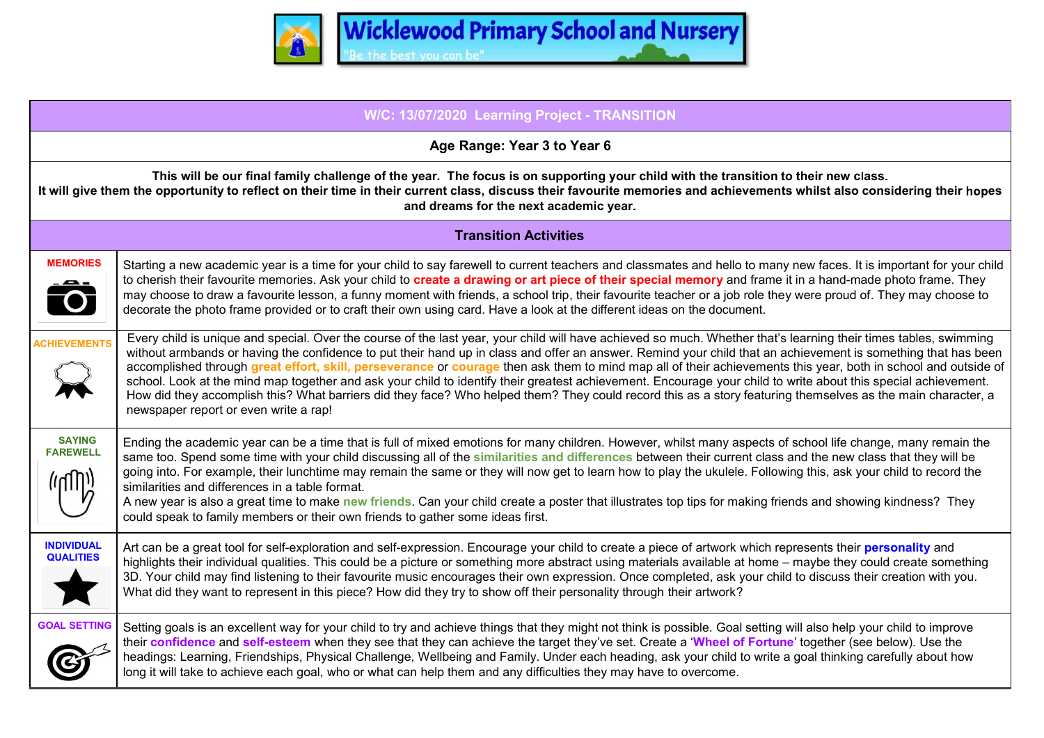# Wicklewood Primary School and Nursery

"Be the best you can be"

| W/C: 13/07/2020 Learning Project - TRANSITION | |
|---|---|
| **Age Range: Year 3 to Year 6** | |
| **This will be our final family challenge of the year. The focus is on supporting your child with the transition to their new class. It will give them the opportunity to reflect on their time in their current class, discuss their favourite memories and achievements whilst also considering their hopes and dreams for the next academic year.** | |
| **Transition Activities** | |
| **MEMORIES** | Starting a new academic year is a time for your child to say farewell to current teachers and classmates and hello to many new faces. It is important for your child to cherish their favourite memories. Ask your child to **create a drawing or art piece of their special memory** and frame it in a hand-made photo frame. They may choose to draw a favourite lesson, a funny moment with friends, a school trip, their favourite teacher or a job role they were proud of. They may choose to decorate the photo frame provided or to craft their own using card. Have a look at the different ideas on the document. |
| **ACHIEVEMENTS** | Every child is unique and special. Over the course of the last year, your child will have achieved so much. Whether that's learning their times tables, swimming without armbands or having the confidence to put their hand up in class and offer an answer. Remind your child that an achievement is something that has been accomplished through **great effort, skill, perseverance** or **courage** then ask them to mind map all of their achievements this year, both in school and outside of school. Look at the mind map together and ask your child to identify their greatest achievement. Encourage your child to write about this special achievement. How did they accomplish this? What barriers did they face? Who helped them? They could record this as a story featuring themselves as the main character, a newspaper report or even write a rap! |
| **SAYING FAREWELL** | Ending the academic year can be a time that is full of mixed emotions for many children. However, whilst many aspects of school life change, many remain the same too. Spend some time with your child discussing all of the **similarities and differences** between their current class and the new class that they will be going into. For example, their lunchtime may remain the same or they will now get to learn how to play the ukulele. Following this, ask your child to record the similarities and differences in a table format.<br>A new year is also a great time to make **new friends**. Can your child create a poster that illustrates top tips for making friends and showing kindness? They could speak to family members or their own friends to gather some ideas first. |
| **INDIVIDUAL QUALITIES** | Art can be a great tool for self-exploration and self-expression. Encourage your child to create a piece of artwork which represents their **personality** and highlights their individual qualities. This could be a picture or something more abstract using materials available at home – maybe they could create something 3D. Your child may find listening to their favourite music encourages their own expression. Once completed, ask your child to discuss their creation with you. What did they want to represent in this piece? How did they try to show off their personality through their artwork? |
| **GOAL SETTING** | Setting goals is an excellent way for your child to try and achieve things that they might not think is possible. Goal setting will also help your child to improve their **confidence** and **self-esteem** when they see that they can achieve the target they've set. Create a '**Wheel of Fortune**' together (see below). Use the headings: Learning, Friendships, Physical Challenge, Wellbeing and Family. Under each heading, ask your child to write a goal thinking carefully about how long it will take to achieve each goal, who or what can help them and any difficulties they may have to overcome. |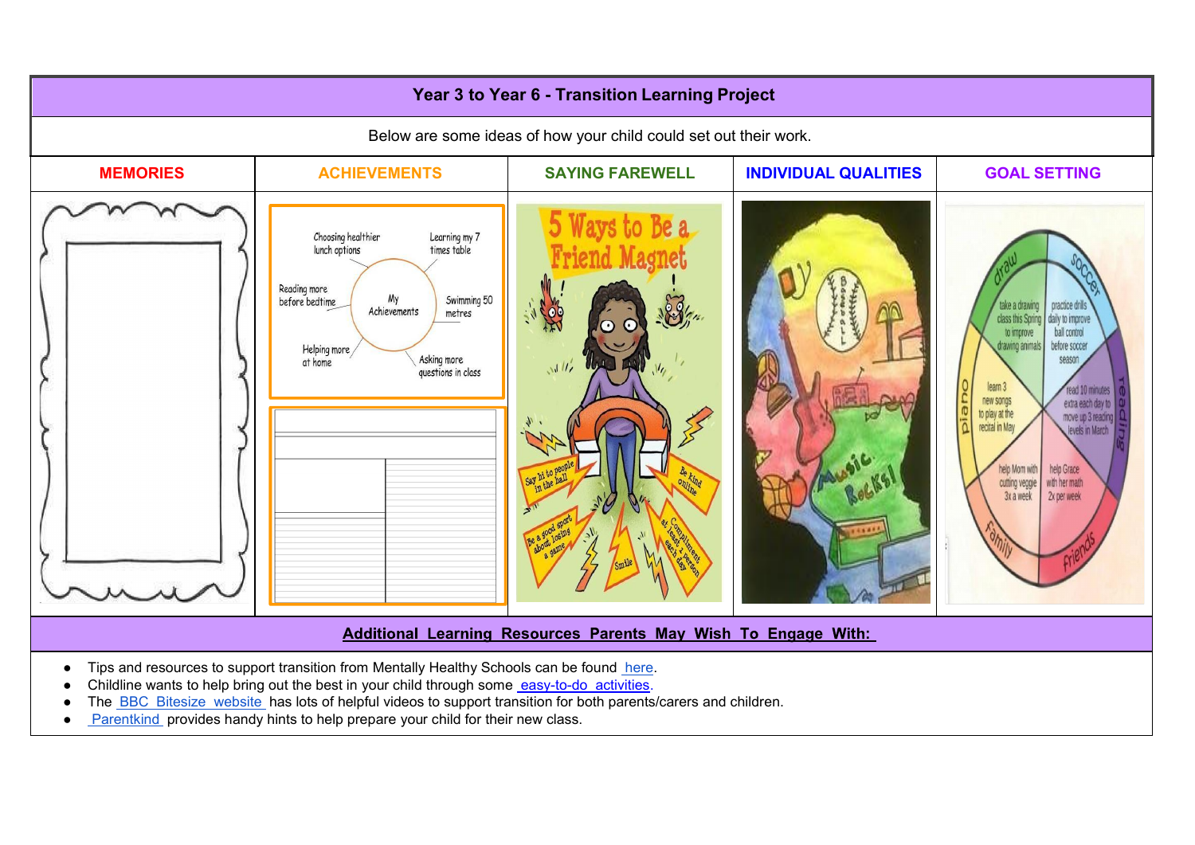# Year 3 to Year 6 - Transition Learning Project

Below are some ideas of how your child could set out their work.

| MEMORIES | ACHIEVEMENTS | SAYING FAREWELL | INDIVIDUAL QUALITIES | GOAL SETTING |
|---|---|---|---|---|
| | My Achievements: Choosing healthier lunch options; Learning my 7 times table; Reading more before bedtime; Swimming 50 metres; Helping more at home; Asking more questions in class | 5 Ways to Be a Friend Magnet: Say hi to people in the hall; Be kind online; Be a good sport about losing a game; Smile; Compliment at least 1 person each day | Music Rocks! | draw: take a drawing class this Spring to improve drawing animals; soccer: practice drills daily to improve ball control before soccer season; piano: learn 3 new songs to play at the recital in May; reading: read 10 minutes extra each day to move up 3 reading levels in March; family: help Mom with cutting veggie 3x a week; friends: help Grace with her math 2x per week |

## Additional Learning Resources Parents May Wish To Engage With:

- Tips and resources to support transition from Mentally Healthy Schools can be found here.
- Childline wants to help bring out the best in your child through some easy-to-do activities.
- The BBC Bitesize website has lots of helpful videos to support transition for both parents/carers and children.
- Parentkind provides handy hints to help prepare your child for their new class.